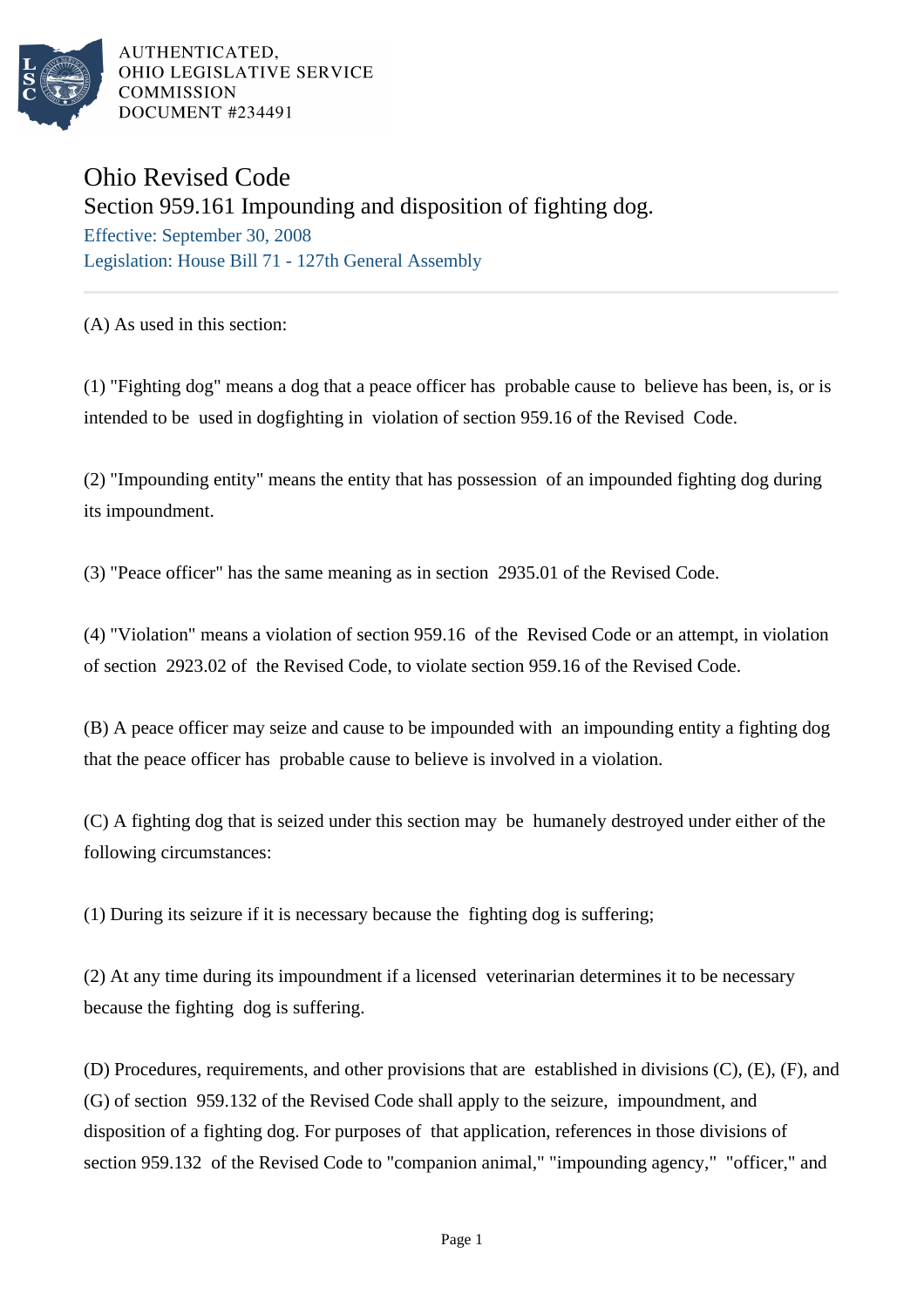AUTHENTICATED,
OHIO LEGISLATIVE SERVICE
COMMISSION
DOCUMENT #234491

# Ohio Revised Code

## Section 959.161 Impounding and disposition of fighting dog.

Effective: September 30, 2008
Legislation: House Bill 71 - 127th General Assembly

(A) As used in this section:

(1) "Fighting dog" means a dog that a peace officer has probable cause to believe has been, is, or is intended to be used in dogfighting in violation of section 959.16 of the Revised Code.

(2) "Impounding entity" means the entity that has possession of an impounded fighting dog during its impoundment.

(3) "Peace officer" has the same meaning as in section 2935.01 of the Revised Code.

(4) "Violation" means a violation of section 959.16 of the Revised Code or an attempt, in violation of section 2923.02 of the Revised Code, to violate section 959.16 of the Revised Code.

(B) A peace officer may seize and cause to be impounded with an impounding entity a fighting dog that the peace officer has probable cause to believe is involved in a violation.

(C) A fighting dog that is seized under this section may be humanely destroyed under either of the following circumstances:

(1) During its seizure if it is necessary because the fighting dog is suffering;

(2) At any time during its impoundment if a licensed veterinarian determines it to be necessary because the fighting dog is suffering.

(D) Procedures, requirements, and other provisions that are established in divisions (C), (E), (F), and (G) of section 959.132 of the Revised Code shall apply to the seizure, impoundment, and disposition of a fighting dog. For purposes of that application, references in those divisions of section 959.132 of the Revised Code to "companion animal," "impounding agency," "officer," and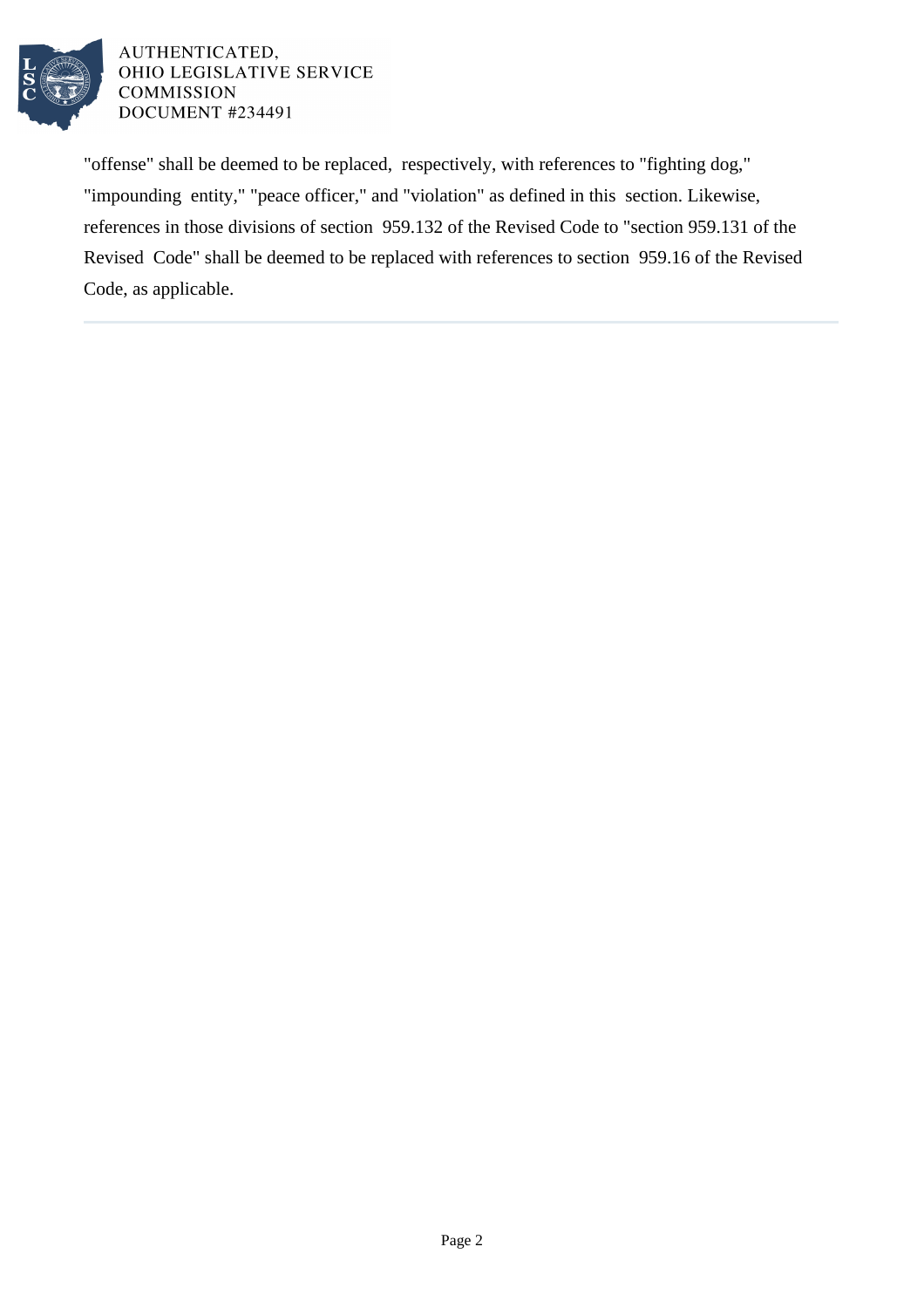"offense" shall be deemed to be replaced, respectively, with references to "fighting dog," "impounding entity," "peace officer," and "violation" as defined in this section. Likewise, references in those divisions of section 959.132 of the Revised Code to "section 959.131 of the Revised Code" shall be deemed to be replaced with references to section 959.16 of the Revised Code, as applicable.